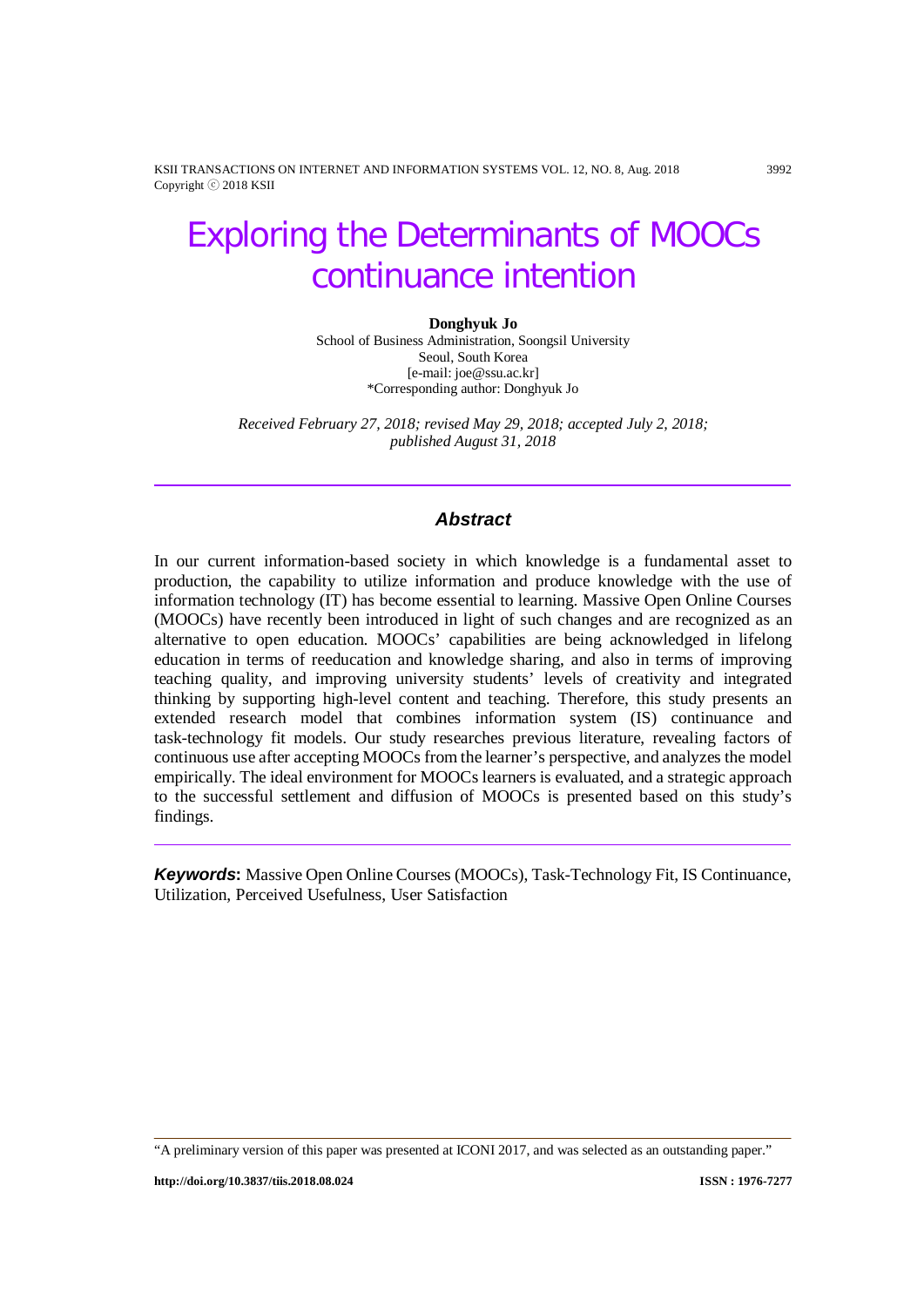# Exploring the Determinants of MOOCs continuance intention

**Donghyuk Jo**
School of Business Administration, Soongsil University
Seoul, South Korea
[e-mail: joe@ssu.ac.kr]
*Corresponding author: Donghyuk Jo

*Received February 27, 2018; revised May 29, 2018; accepted July 2, 2018; published August 31, 2018*

---

### *Abstract*

In our current information-based society in which knowledge is a fundamental asset to production, the capability to utilize information and produce knowledge with the use of information technology (IT) has become essential to learning. Massive Open Online Courses (MOOCs) have recently been introduced in light of such changes and are recognized as an alternative to open education. MOOCs' capabilities are being acknowledged in lifelong education in terms of reeducation and knowledge sharing, and also in terms of improving teaching quality, and improving university students' levels of creativity and integrated thinking by supporting high-level content and teaching. Therefore, this study presents an extended research model that combines information system (IS) continuance and task-technology fit models. Our study researches previous literature, revealing factors of continuous use after accepting MOOCs from the learner's perspective, and analyzes the model empirically. The ideal environment for MOOCs learners is evaluated, and a strategic approach to the successful settlement and diffusion of MOOCs is presented based on this study's findings.

---

***Keywords*:** Massive Open Online Courses (MOOCs), Task-Technology Fit, IS Continuance, Utilization, Perceived Usefulness, User Satisfaction

---

"A preliminary version of this paper was presented at ICONI 2017, and was selected as an outstanding paper."

**http://doi.org/10.3837/tiis.2018.08.024** **ISSN : 1976-7277**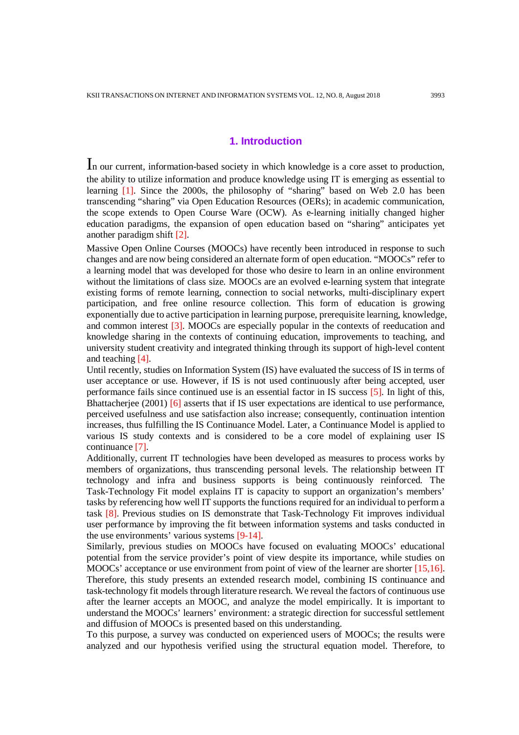## 1. Introduction

In our current, information-based society in which knowledge is a core asset to production, the ability to utilize information and produce knowledge using IT is emerging as essential to learning [1]. Since the 2000s, the philosophy of "sharing" based on Web 2.0 has been transcending "sharing" via Open Education Resources (OERs); in academic communication, the scope extends to Open Course Ware (OCW). As e-learning initially changed higher education paradigms, the expansion of open education based on "sharing" anticipates yet another paradigm shift [2].

Massive Open Online Courses (MOOCs) have recently been introduced in response to such changes and are now being considered an alternate form of open education. "MOOCs" refer to a learning model that was developed for those who desire to learn in an online environment without the limitations of class size. MOOCs are an evolved e-learning system that integrate existing forms of remote learning, connection to social networks, multi-disciplinary expert participation, and free online resource collection. This form of education is growing exponentially due to active participation in learning purpose, prerequisite learning, knowledge, and common interest [3]. MOOCs are especially popular in the contexts of reeducation and knowledge sharing in the contexts of continuing education, improvements to teaching, and university student creativity and integrated thinking through its support of high-level content and teaching [4].

Until recently, studies on Information System (IS) have evaluated the success of IS in terms of user acceptance or use. However, if IS is not used continuously after being accepted, user performance fails since continued use is an essential factor in IS success [5]. In light of this, Bhattacherjee (2001) [6] asserts that if IS user expectations are identical to use performance, perceived usefulness and use satisfaction also increase; consequently, continuation intention increases, thus fulfilling the IS Continuance Model. Later, a Continuance Model is applied to various IS study contexts and is considered to be a core model of explaining user IS continuance [7].

Additionally, current IT technologies have been developed as measures to process works by members of organizations, thus transcending personal levels. The relationship between IT technology and infra and business supports is being continuously reinforced. The Task-Technology Fit model explains IT is capacity to support an organization's members' tasks by referencing how well IT supports the functions required for an individual to perform a task [8]. Previous studies on IS demonstrate that Task-Technology Fit improves individual user performance by improving the fit between information systems and tasks conducted in the use environments' various systems [9-14].

Similarly, previous studies on MOOCs have focused on evaluating MOOCs' educational potential from the service provider's point of view despite its importance, while studies on MOOCs' acceptance or use environment from point of view of the learner are shorter [15,16]. Therefore, this study presents an extended research model, combining IS continuance and task-technology fit models through literature research. We reveal the factors of continuous use after the learner accepts an MOOC, and analyze the model empirically. It is important to understand the MOOCs' learners' environment: a strategic direction for successful settlement and diffusion of MOOCs is presented based on this understanding.

To this purpose, a survey was conducted on experienced users of MOOCs; the results were analyzed and our hypothesis verified using the structural equation model. Therefore, to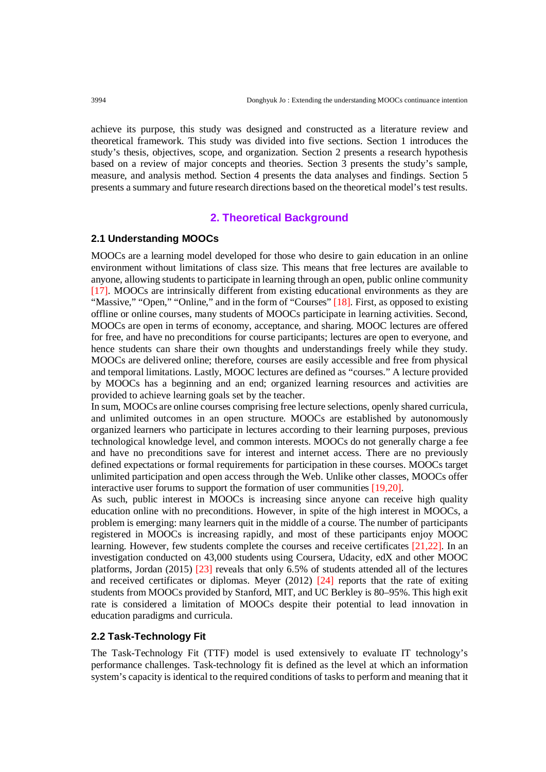achieve its purpose, this study was designed and constructed as a literature review and theoretical framework. This study was divided into five sections. Section 1 introduces the study's thesis, objectives, scope, and organization. Section 2 presents a research hypothesis based on a review of major concepts and theories. Section 3 presents the study's sample, measure, and analysis method. Section 4 presents the data analyses and findings. Section 5 presents a summary and future research directions based on the theoretical model's test results.

## 2. Theoretical Background

### 2.1 Understanding MOOCs

MOOCs are a learning model developed for those who desire to gain education in an online environment without limitations of class size. This means that free lectures are available to anyone, allowing students to participate in learning through an open, public online community [17]. MOOCs are intrinsically different from existing educational environments as they are "Massive," "Open," "Online," and in the form of "Courses" [18]. First, as opposed to existing offline or online courses, many students of MOOCs participate in learning activities. Second, MOOCs are open in terms of economy, acceptance, and sharing. MOOC lectures are offered for free, and have no preconditions for course participants; lectures are open to everyone, and hence students can share their own thoughts and understandings freely while they study. MOOCs are delivered online; therefore, courses are easily accessible and free from physical and temporal limitations. Lastly, MOOC lectures are defined as "courses." A lecture provided by MOOCs has a beginning and an end; organized learning resources and activities are provided to achieve learning goals set by the teacher.

In sum, MOOCs are online courses comprising free lecture selections, openly shared curricula, and unlimited outcomes in an open structure. MOOCs are established by autonomously organized learners who participate in lectures according to their learning purposes, previous technological knowledge level, and common interests. MOOCs do not generally charge a fee and have no preconditions save for interest and internet access. There are no previously defined expectations or formal requirements for participation in these courses. MOOCs target unlimited participation and open access through the Web. Unlike other classes, MOOCs offer interactive user forums to support the formation of user communities [19,20].

As such, public interest in MOOCs is increasing since anyone can receive high quality education online with no preconditions. However, in spite of the high interest in MOOCs, a problem is emerging: many learners quit in the middle of a course. The number of participants registered in MOOCs is increasing rapidly, and most of these participants enjoy MOOC learning. However, few students complete the courses and receive certificates [21,22]. In an investigation conducted on 43,000 students using Coursera, Udacity, edX and other MOOC platforms, Jordan (2015) [23] reveals that only 6.5% of students attended all of the lectures and received certificates or diplomas. Meyer (2012) [24] reports that the rate of exiting students from MOOCs provided by Stanford, MIT, and UC Berkley is 80–95%. This high exit rate is considered a limitation of MOOCs despite their potential to lead innovation in education paradigms and curricula.

### 2.2 Task-Technology Fit

The Task-Technology Fit (TTF) model is used extensively to evaluate IT technology's performance challenges. Task-technology fit is defined as the level at which an information system's capacity is identical to the required conditions of tasks to perform and meaning that it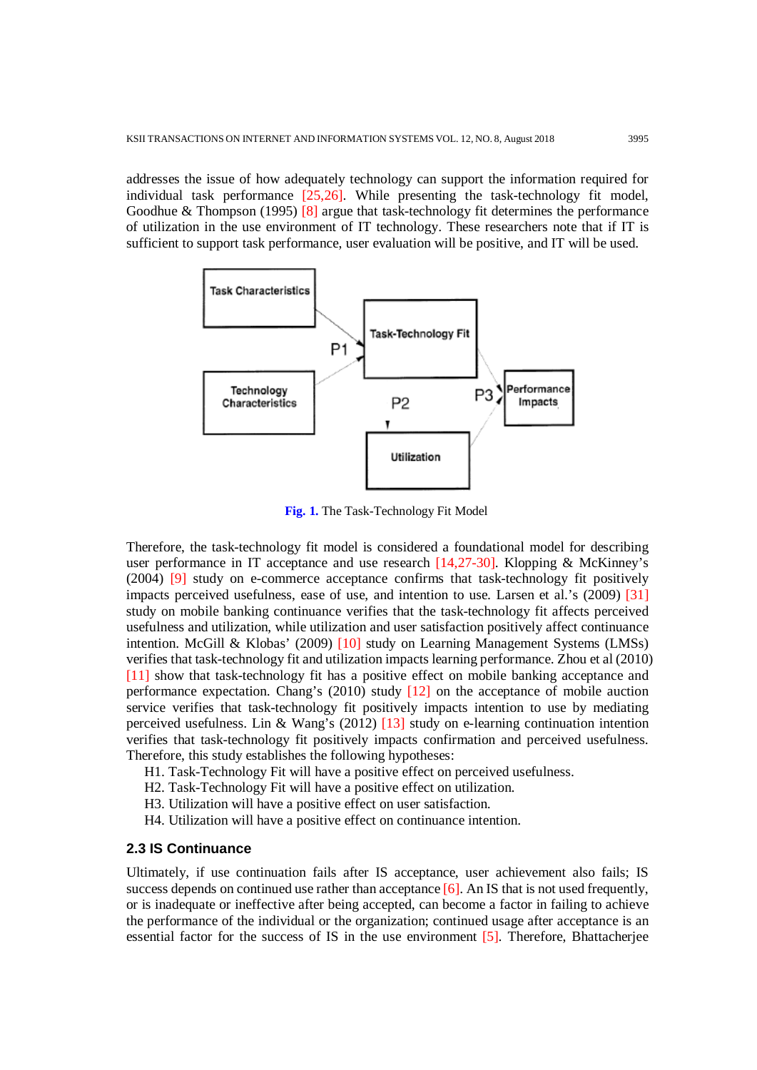addresses the issue of how adequately technology can support the information required for individual task performance [25,26]. While presenting the task-technology fit model, Goodhue & Thompson (1995) [8] argue that task-technology fit determines the performance of utilization in the use environment of IT technology. These researchers note that if IT is sufficient to support task performance, user evaluation will be positive, and IT will be used.

Task Characteristics

Technology Characteristics

Task-Technology Fit

Utilization

Performance Impacts

P1

P2

P3

**Fig. 1.** The Task-Technology Fit Model

Therefore, the task-technology fit model is considered a foundational model for describing user performance in IT acceptance and use research [14,27-30]. Klopping & McKinney's (2004) [9] study on e-commerce acceptance confirms that task-technology fit positively impacts perceived usefulness, ease of use, and intention to use. Larsen et al.'s (2009) [31] study on mobile banking continuance verifies that the task-technology fit affects perceived usefulness and utilization, while utilization and user satisfaction positively affect continuance intention. McGill & Klobas' (2009) [10] study on Learning Management Systems (LMSs) verifies that task-technology fit and utilization impacts learning performance. Zhou et al (2010) [11] show that task-technology fit has a positive effect on mobile banking acceptance and performance expectation. Chang's (2010) study [12] on the acceptance of mobile auction service verifies that task-technology fit positively impacts intention to use by mediating perceived usefulness. Lin & Wang's (2012) [13] study on e-learning continuation intention verifies that task-technology fit positively impacts confirmation and perceived usefulness. Therefore, this study establishes the following hypotheses:

H1. Task-Technology Fit will have a positive effect on perceived usefulness.
H2. Task-Technology Fit will have a positive effect on utilization.
H3. Utilization will have a positive effect on user satisfaction.
H4. Utilization will have a positive effect on continuance intention.

### 2.3 IS Continuance

Ultimately, if use continuation fails after IS acceptance, user achievement also fails; IS success depends on continued use rather than acceptance [6]. An IS that is not used frequently, or is inadequate or ineffective after being accepted, can become a factor in failing to achieve the performance of the individual or the organization; continued usage after acceptance is an essential factor for the success of IS in the use environment [5]. Therefore, Bhattacherjee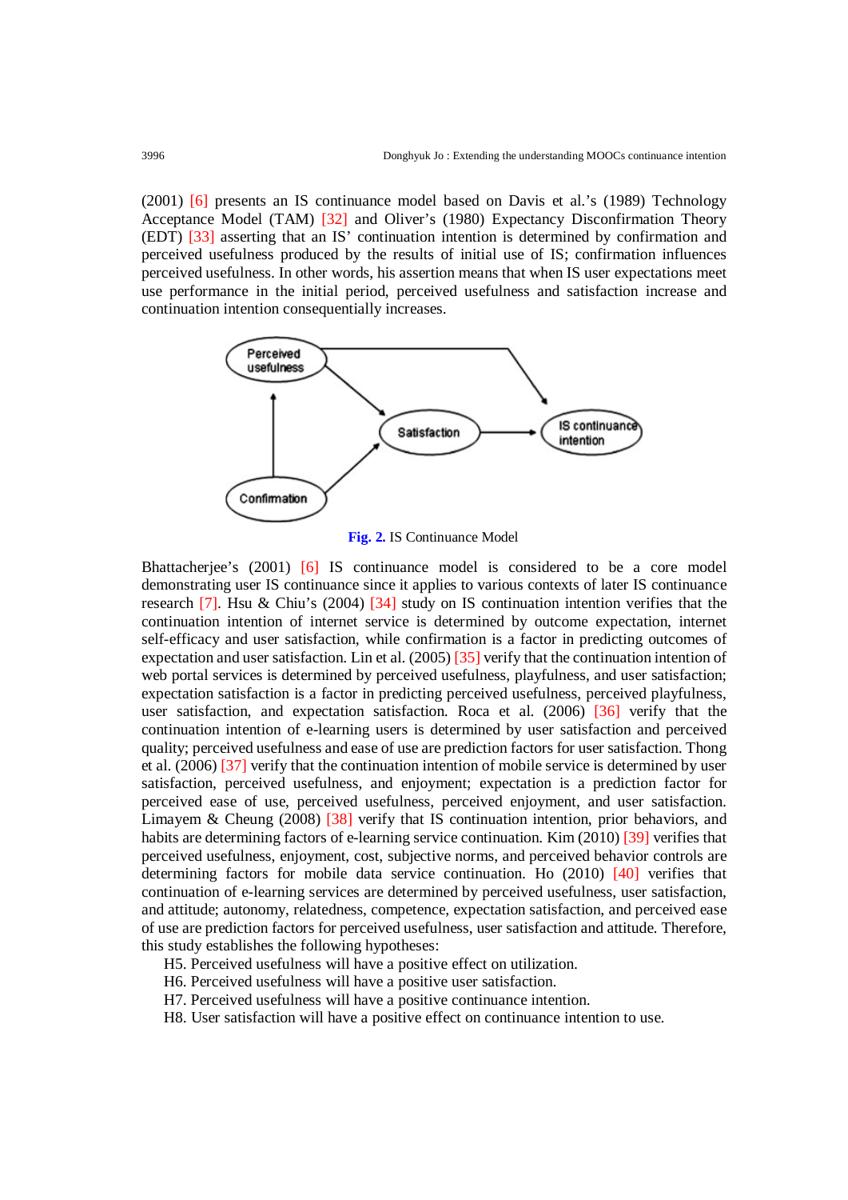(2001) [6] presents an IS continuance model based on Davis et al.'s (1989) Technology Acceptance Model (TAM) [32] and Oliver's (1980) Expectancy Disconfirmation Theory (EDT) [33] asserting that an IS' continuation intention is determined by confirmation and perceived usefulness produced by the results of initial use of IS; confirmation influences perceived usefulness. In other words, his assertion means that when IS user expectations meet use performance in the initial period, perceived usefulness and satisfaction increase and continuation intention consequentially increases.

**Fig. 2.** IS Continuance Model

Bhattacherjee's (2001) [6] IS continuance model is considered to be a core model demonstrating user IS continuance since it applies to various contexts of later IS continuance research [7]. Hsu & Chiu's (2004) [34] study on IS continuation intention verifies that the continuation intention of internet service is determined by outcome expectation, internet self-efficacy and user satisfaction, while confirmation is a factor in predicting outcomes of expectation and user satisfaction. Lin et al. (2005) [35] verify that the continuation intention of web portal services is determined by perceived usefulness, playfulness, and user satisfaction; expectation satisfaction is a factor in predicting perceived usefulness, perceived playfulness, user satisfaction, and expectation satisfaction. Roca et al. (2006) [36] verify that the continuation intention of e-learning users is determined by user satisfaction and perceived quality; perceived usefulness and ease of use are prediction factors for user satisfaction. Thong et al. (2006) [37] verify that the continuation intention of mobile service is determined by user satisfaction, perceived usefulness, and enjoyment; expectation is a prediction factor for perceived ease of use, perceived usefulness, perceived enjoyment, and user satisfaction. Limayem & Cheung (2008) [38] verify that IS continuation intention, prior behaviors, and habits are determining factors of e-learning service continuation. Kim (2010) [39] verifies that perceived usefulness, enjoyment, cost, subjective norms, and perceived behavior controls are determining factors for mobile data service continuation. Ho (2010) [40] verifies that continuation of e-learning services are determined by perceived usefulness, user satisfaction, and attitude; autonomy, relatedness, competence, expectation satisfaction, and perceived ease of use are prediction factors for perceived usefulness, user satisfaction and attitude. Therefore, this study establishes the following hypotheses:

H5. Perceived usefulness will have a positive effect on utilization.
H6. Perceived usefulness will have a positive user satisfaction.
H7. Perceived usefulness will have a positive continuance intention.
H8. User satisfaction will have a positive effect on continuance intention to use.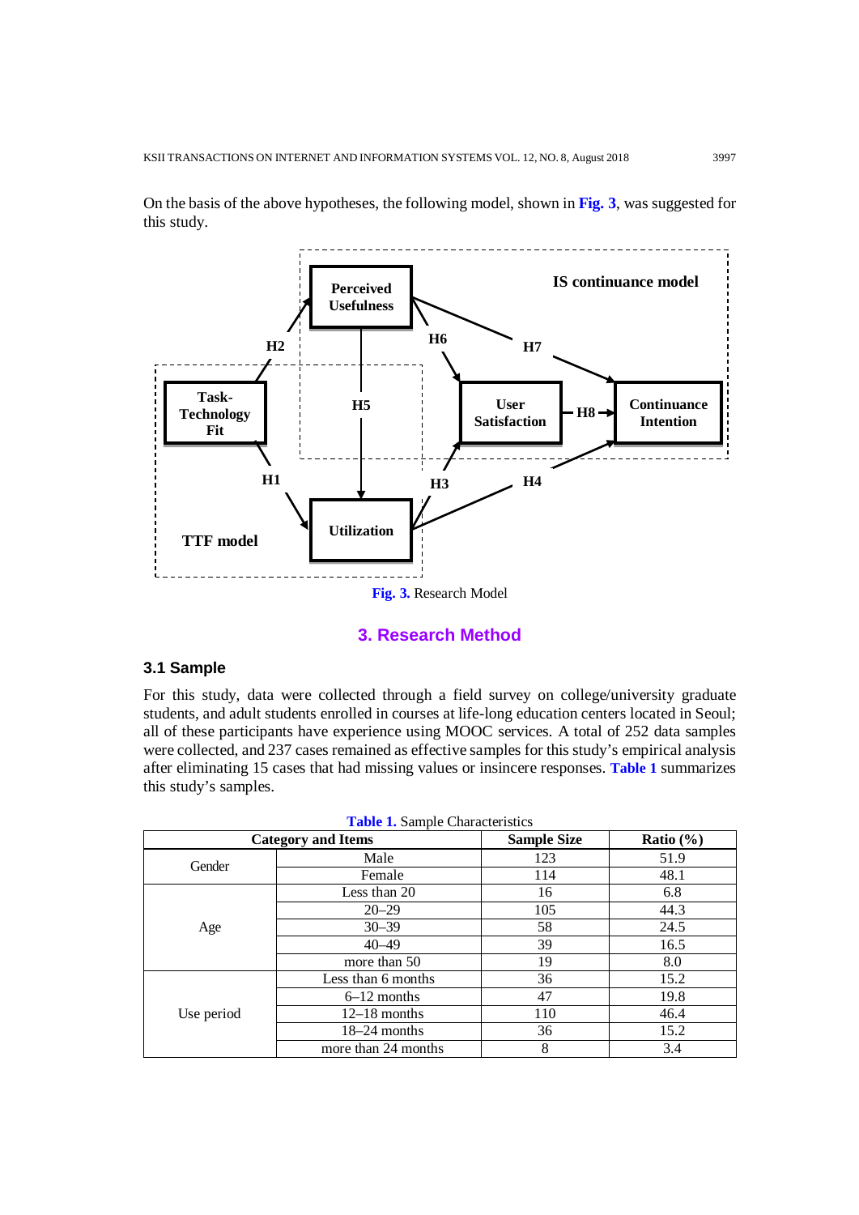On the basis of the above hypotheses, the following model, shown in **Fig. 3**, was suggested for this study.

**Fig. 3.** Research Model

## 3. Research Method

### 3.1 Sample

For this study, data were collected through a field survey on college/university graduate students, and adult students enrolled in courses at life-long education centers located in Seoul; all of these participants have experience using MOOC services. A total of 252 data samples were collected, and 237 cases remained as effective samples for this study's empirical analysis after eliminating 15 cases that had missing values or insincere responses. **Table 1** summarizes this study's samples.

**Table 1.** Sample Characteristics

| Category and Items | | Sample Size | Ratio (%) |
|---|---|---|---|
| Gender | Male | 123 | 51.9 |
| | Female | 114 | 48.1 |
| Age | Less than 20 | 16 | 6.8 |
| | 20–29 | 105 | 44.3 |
| | 30–39 | 58 | 24.5 |
| | 40–49 | 39 | 16.5 |
| | more than 50 | 19 | 8.0 |
| Use period | Less than 6 months | 36 | 15.2 |
| | 6–12 months | 47 | 19.8 |
| | 12–18 months | 110 | 46.4 |
| | 18–24 months | 36 | 15.2 |
| | more than 24 months | 8 | 3.4 |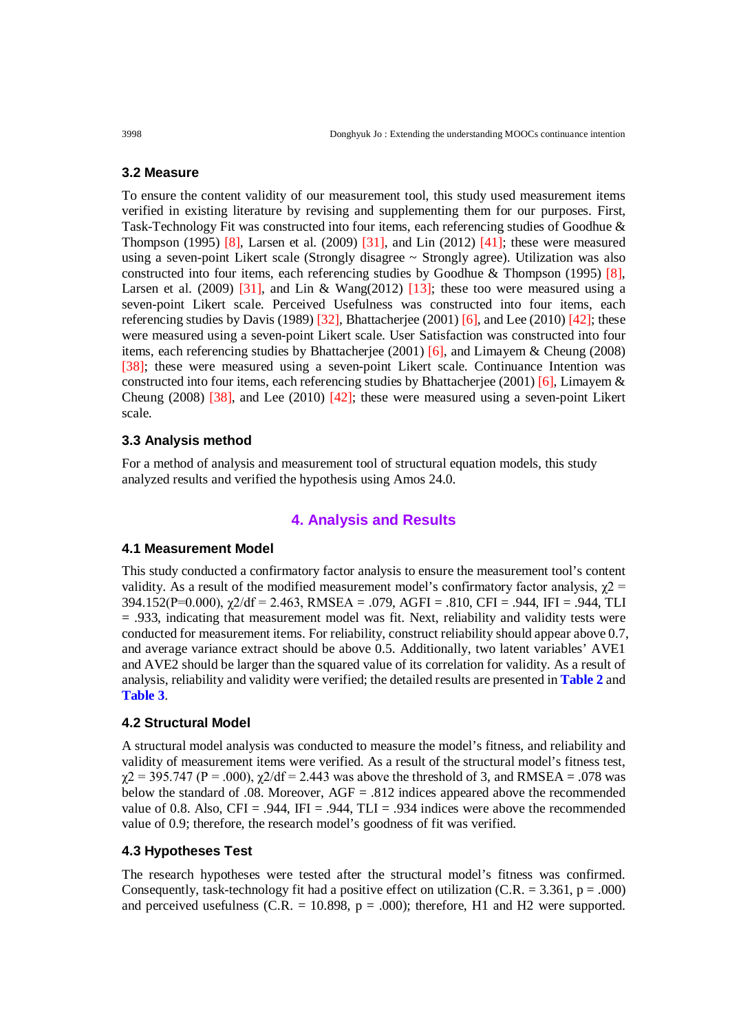### 3.2 Measure

To ensure the content validity of our measurement tool, this study used measurement items verified in existing literature by revising and supplementing them for our purposes. First, Task-Technology Fit was constructed into four items, each referencing studies of Goodhue & Thompson (1995) [8], Larsen et al. (2009) [31], and Lin (2012) [41]; these were measured using a seven-point Likert scale (Strongly disagree ~ Strongly agree). Utilization was also constructed into four items, each referencing studies by Goodhue & Thompson (1995) [8], Larsen et al. (2009) [31], and Lin & Wang(2012) [13]; these too were measured using a seven-point Likert scale. Perceived Usefulness was constructed into four items, each referencing studies by Davis (1989) [32], Bhattacherjee (2001) [6], and Lee (2010) [42]; these were measured using a seven-point Likert scale. User Satisfaction was constructed into four items, each referencing studies by Bhattacherjee (2001) [6], and Limayem & Cheung (2008) [38]; these were measured using a seven-point Likert scale. Continuance Intention was constructed into four items, each referencing studies by Bhattacherjee (2001) [6], Limayem & Cheung (2008) [38], and Lee (2010) [42]; these were measured using a seven-point Likert scale.

### 3.3 Analysis method

For a method of analysis and measurement tool of structural equation models, this study analyzed results and verified the hypothesis using Amos 24.0.

## 4. Analysis and Results

### 4.1 Measurement Model

This study conducted a confirmatory factor analysis to ensure the measurement tool's content validity. As a result of the modified measurement model's confirmatory factor analysis, $\chi 2$ = 394.152(P=0.000), $\chi 2/df$ = 2.463, RMSEA = .079, AGFI = .810, CFI = .944, IFI = .944, TLI = .933, indicating that measurement model was fit. Next, reliability and validity tests were conducted for measurement items. For reliability, construct reliability should appear above 0.7, and average variance extract should be above 0.5. Additionally, two latent variables' AVE1 and AVE2 should be larger than the squared value of its correlation for validity. As a result of analysis, reliability and validity were verified; the detailed results are presented in **Table 2** and **Table 3**.

### 4.2 Structural Model

A structural model analysis was conducted to measure the model's fitness, and reliability and validity of measurement items were verified. As a result of the structural model's fitness test, $\chi 2$ = 395.747 (P = .000), $\chi 2/df$ = 2.443 was above the threshold of 3, and RMSEA = .078 was below the standard of .08. Moreover, AGF = .812 indices appeared above the recommended value of 0.8. Also, CFI = .944, IFI = .944, TLI = .934 indices were above the recommended value of 0.9; therefore, the research model's goodness of fit was verified.

### 4.3 Hypotheses Test

The research hypotheses were tested after the structural model's fitness was confirmed. Consequently, task-technology fit had a positive effect on utilization (C.R. = 3.361, p = .000) and perceived usefulness (C.R. = 10.898, p = .000); therefore, H1 and H2 were supported.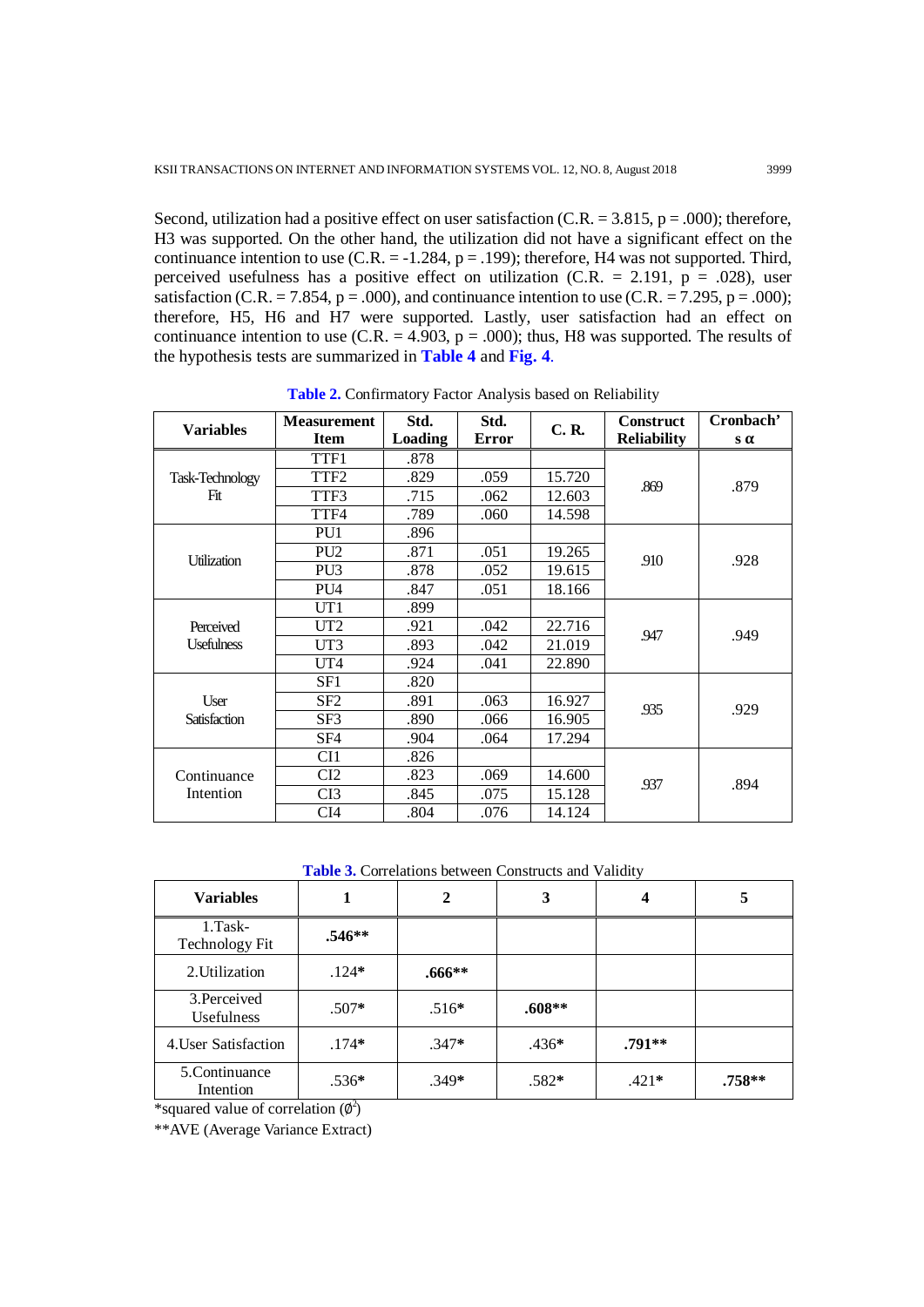Second, utilization had a positive effect on user satisfaction (C.R. = 3.815, p = .000); therefore, H3 was supported. On the other hand, the utilization did not have a significant effect on the continuance intention to use (C.R. = -1.284, p = .199); therefore, H4 was not supported. Third, perceived usefulness has a positive effect on utilization (C.R. = 2.191, p = .028), user satisfaction (C.R. = 7.854, p = .000), and continuance intention to use (C.R. = 7.295, p = .000); therefore, H5, H6 and H7 were supported. Lastly, user satisfaction had an effect on continuance intention to use (C.R. = 4.903, p = .000); thus, H8 was supported. The results of the hypothesis tests are summarized in **Table 4** and **Fig. 4**.

**Table 2.** Confirmatory Factor Analysis based on Reliability

| Variables | Measurement Item | Std. Loading | Std. Error | C. R. | Construct Reliability | Cronbach's α |
|---|---|---|---|---|---|---|
| Task-Technology Fit | TTF1 | .878 | | | .869 | .879 |
| | TTF2 | .829 | .059 | 15.720 | | |
| | TTF3 | .715 | .062 | 12.603 | | |
| | TTF4 | .789 | .060 | 14.598 | | |
| Utilization | PU1 | .896 | | | .910 | .928 |
| | PU2 | .871 | .051 | 19.265 | | |
| | PU3 | .878 | .052 | 19.615 | | |
| | PU4 | .847 | .051 | 18.166 | | |
| Perceived Usefulness | UT1 | .899 | | | .947 | .949 |
| | UT2 | .921 | .042 | 22.716 | | |
| | UT3 | .893 | .042 | 21.019 | | |
| | UT4 | .924 | .041 | 22.890 | | |
| User Satisfaction | SF1 | .820 | | | .935 | .929 |
| | SF2 | .891 | .063 | 16.927 | | |
| | SF3 | .890 | .066 | 16.905 | | |
| | SF4 | .904 | .064 | 17.294 | | |
| Continuance Intention | CI1 | .826 | | | .937 | .894 |
| | CI2 | .823 | .069 | 14.600 | | |
| | CI3 | .845 | .075 | 15.128 | | |
| | CI4 | .804 | .076 | 14.124 | | |

**Table 3.** Correlations between Constructs and Validity

| Variables | 1 | 2 | 3 | 4 | 5 |
|---|---|---|---|---|---|
| 1.Task-Technology Fit | **.546**** | | | | |
| 2.Utilization | .124* | **.666**** | | | |
| 3.Perceived Usefulness | .507* | .516* | **.608**** | | |
| 4.User Satisfaction | .174* | .347* | .436* | **.791**** | |
| 5.Continuance Intention | .536* | .349* | .582* | .421* | **.758**** |

*squared value of correlation ($\emptyset^2$)

**AVE (Average Variance Extract)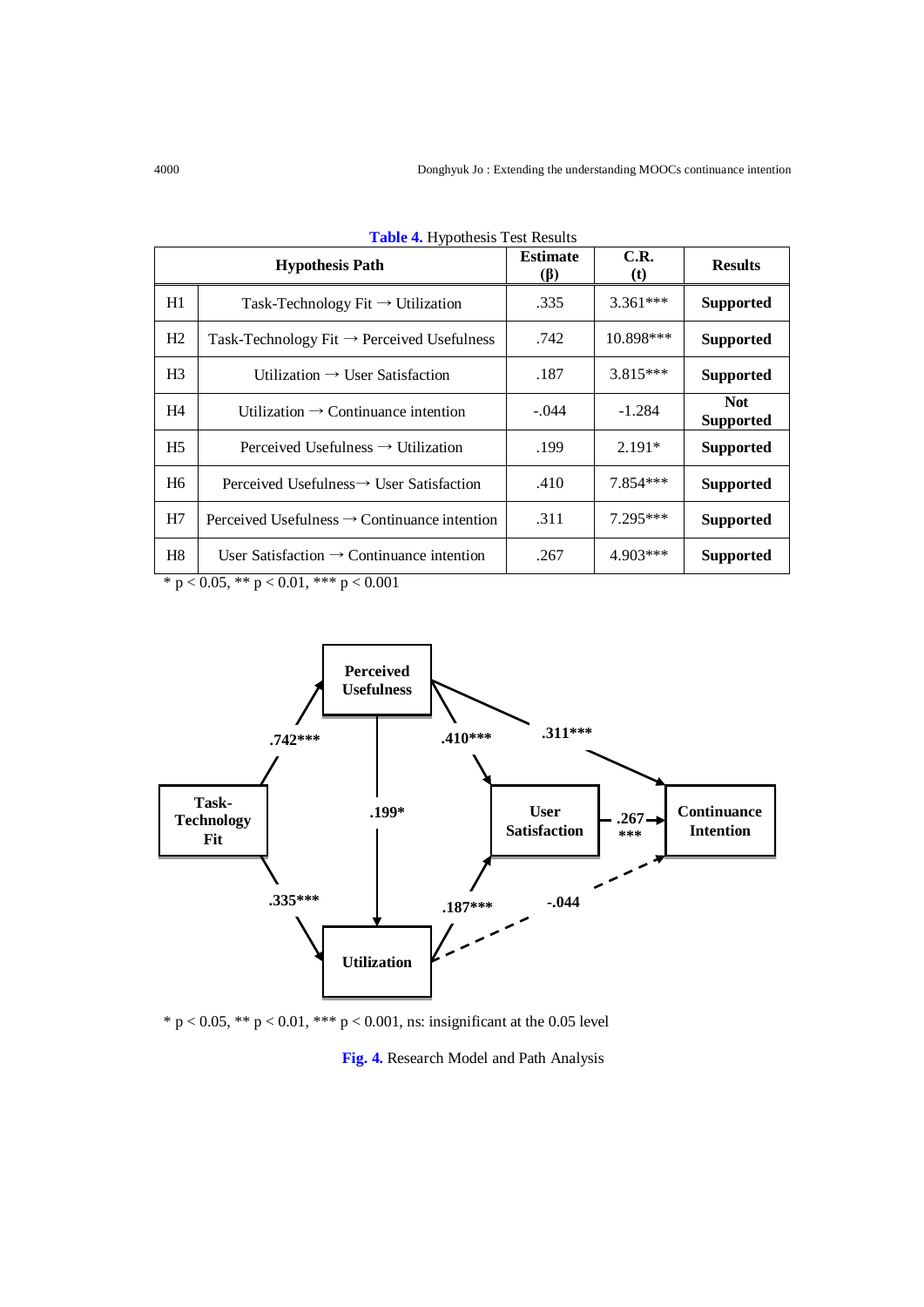**Table 4.** Hypothesis Test Results

| Hypothesis Path | | Estimate (β) | C.R. (t) | Results |
|---|---|---|---|---|
| H1 | Task-Technology Fit → Utilization | .335 | 3.361*** | **Supported** |
| H2 | Task-Technology Fit → Perceived Usefulness | .742 | 10.898*** | **Supported** |
| H3 | Utilization → User Satisfaction | .187 | 3.815*** | **Supported** |
| H4 | Utilization → Continuance intention | -.044 | -1.284 | **Not Supported** |
| H5 | Perceived Usefulness → Utilization | .199 | 2.191* | **Supported** |
| H6 | Perceived Usefulness→ User Satisfaction | .410 | 7.854*** | **Supported** |
| H7 | Perceived Usefulness → Continuance intention | .311 | 7.295*** | **Supported** |
| H8 | User Satisfaction → Continuance intention | .267 | 4.903*** | **Supported** |

* $p < 0.05$, ** $p < 0.01$, *** $p < 0.001$

* $p < 0.05$, ** $p < 0.01$, *** $p < 0.001$, ns: insignificant at the 0.05 level

**Fig. 4.** Research Model and Path Analysis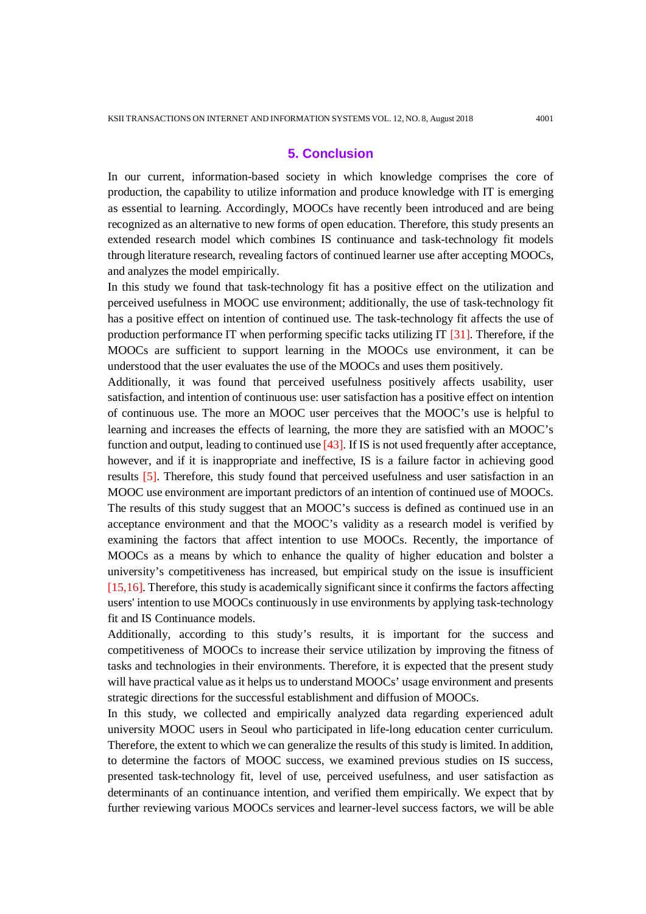## 5. Conclusion

In our current, information-based society in which knowledge comprises the core of production, the capability to utilize information and produce knowledge with IT is emerging as essential to learning. Accordingly, MOOCs have recently been introduced and are being recognized as an alternative to new forms of open education. Therefore, this study presents an extended research model which combines IS continuance and task-technology fit models through literature research, revealing factors of continued learner use after accepting MOOCs, and analyzes the model empirically.

In this study we found that task-technology fit has a positive effect on the utilization and perceived usefulness in MOOC use environment; additionally, the use of task-technology fit has a positive effect on intention of continued use. The task-technology fit affects the use of production performance IT when performing specific tacks utilizing IT [31]. Therefore, if the MOOCs are sufficient to support learning in the MOOCs use environment, it can be understood that the user evaluates the use of the MOOCs and uses them positively.

Additionally, it was found that perceived usefulness positively affects usability, user satisfaction, and intention of continuous use: user satisfaction has a positive effect on intention of continuous use. The more an MOOC user perceives that the MOOC's use is helpful to learning and increases the effects of learning, the more they are satisfied with an MOOC's function and output, leading to continued use [43]. If IS is not used frequently after acceptance, however, and if it is inappropriate and ineffective, IS is a failure factor in achieving good results [5]. Therefore, this study found that perceived usefulness and user satisfaction in an MOOC use environment are important predictors of an intention of continued use of MOOCs. The results of this study suggest that an MOOC's success is defined as continued use in an acceptance environment and that the MOOC's validity as a research model is verified by examining the factors that affect intention to use MOOCs. Recently, the importance of MOOCs as a means by which to enhance the quality of higher education and bolster a university's competitiveness has increased, but empirical study on the issue is insufficient [15,16]. Therefore, this study is academically significant since it confirms the factors affecting users' intention to use MOOCs continuously in use environments by applying task-technology fit and IS Continuance models.

Additionally, according to this study's results, it is important for the success and competitiveness of MOOCs to increase their service utilization by improving the fitness of tasks and technologies in their environments. Therefore, it is expected that the present study will have practical value as it helps us to understand MOOCs' usage environment and presents strategic directions for the successful establishment and diffusion of MOOCs.

In this study, we collected and empirically analyzed data regarding experienced adult university MOOC users in Seoul who participated in life-long education center curriculum. Therefore, the extent to which we can generalize the results of this study is limited. In addition, to determine the factors of MOOC success, we examined previous studies on IS success, presented task-technology fit, level of use, perceived usefulness, and user satisfaction as determinants of an continuance intention, and verified them empirically. We expect that by further reviewing various MOOCs services and learner-level success factors, we will be able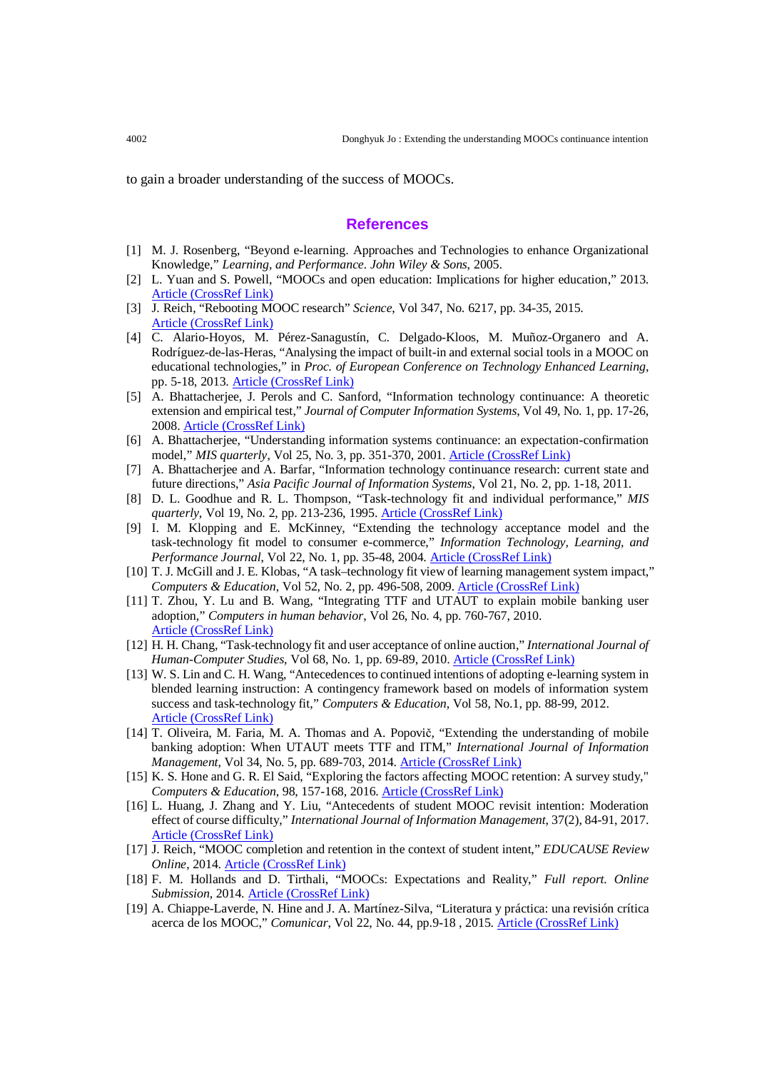to gain a broader understanding of the success of MOOCs.

## References

[1] M. J. Rosenberg, "Beyond e-learning. Approaches and Technologies to enhance Organizational Knowledge," *Learning, and Performance. John Wiley & Sons*, 2005.

[2] L. Yuan and S. Powell, "MOOCs and open education: Implications for higher education," 2013. Article (CrossRef Link)

[3] J. Reich, "Rebooting MOOC research" *Science*, Vol 347, No. 6217, pp. 34-35, 2015. Article (CrossRef Link)

[4] C. Alario-Hoyos, M. Pérez-Sanagustín, C. Delgado-Kloos, M. Muñoz-Organero and A. Rodríguez-de-las-Heras, "Analysing the impact of built-in and external social tools in a MOOC on educational technologies," in *Proc. of European Conference on Technology Enhanced Learning*, pp. 5-18, 2013. Article (CrossRef Link)

[5] A. Bhattacherjee, J. Perols and C. Sanford, "Information technology continuance: A theoretic extension and empirical test," *Journal of Computer Information Systems*, Vol 49, No. 1, pp. 17-26, 2008. Article (CrossRef Link)

[6] A. Bhattacherjee, "Understanding information systems continuance: an expectation-confirmation model," *MIS quarterly*, Vol 25, No. 3, pp. 351-370, 2001. Article (CrossRef Link)

[7] A. Bhattacherjee and A. Barfar, "Information technology continuance research: current state and future directions," *Asia Pacific Journal of Information Systems*, Vol 21, No. 2, pp. 1-18, 2011.

[8] D. L. Goodhue and R. L. Thompson, "Task-technology fit and individual performance," *MIS quarterly*, Vol 19, No. 2, pp. 213-236, 1995. Article (CrossRef Link)

[9] I. M. Klopping and E. McKinney, "Extending the technology acceptance model and the task-technology fit model to consumer e-commerce," *Information Technology, Learning, and Performance Journal*, Vol 22, No. 1, pp. 35-48, 2004. Article (CrossRef Link)

[10] T. J. McGill and J. E. Klobas, "A task–technology fit view of learning management system impact," *Computers & Education*, Vol 52, No. 2, pp. 496-508, 2009. Article (CrossRef Link)

[11] T. Zhou, Y. Lu and B. Wang, "Integrating TTF and UTAUT to explain mobile banking user adoption," *Computers in human behavior*, Vol 26, No. 4, pp. 760-767, 2010. Article (CrossRef Link)

[12] H. H. Chang, "Task-technology fit and user acceptance of online auction," *International Journal of Human-Computer Studies*, Vol 68, No. 1, pp. 69-89, 2010. Article (CrossRef Link)

[13] W. S. Lin and C. H. Wang, "Antecedences to continued intentions of adopting e-learning system in blended learning instruction: A contingency framework based on models of information system success and task-technology fit," *Computers & Education*, Vol 58, No.1, pp. 88-99, 2012. Article (CrossRef Link)

[14] T. Oliveira, M. Faria, M. A. Thomas and A. Popovič, "Extending the understanding of mobile banking adoption: When UTAUT meets TTF and ITM," *International Journal of Information Management*, Vol 34, No. 5, pp. 689-703, 2014. Article (CrossRef Link)

[15] K. S. Hone and G. R. El Said, "Exploring the factors affecting MOOC retention: A survey study," *Computers & Education*, 98, 157-168, 2016. Article (CrossRef Link)

[16] L. Huang, J. Zhang and Y. Liu, "Antecedents of student MOOC revisit intention: Moderation effect of course difficulty," *International Journal of Information Management*, 37(2), 84-91, 2017. Article (CrossRef Link)

[17] J. Reich, "MOOC completion and retention in the context of student intent," *EDUCAUSE Review Online*, 2014. Article (CrossRef Link)

[18] F. M. Hollands and D. Tirthali, "MOOCs: Expectations and Reality," *Full report. Online Submission*, 2014. Article (CrossRef Link)

[19] A. Chiappe-Laverde, N. Hine and J. A. Martínez-Silva, "Literatura y práctica: una revisión crítica acerca de los MOOC," *Comunicar*, Vol 22, No. 44, pp.9-18 , 2015. Article (CrossRef Link)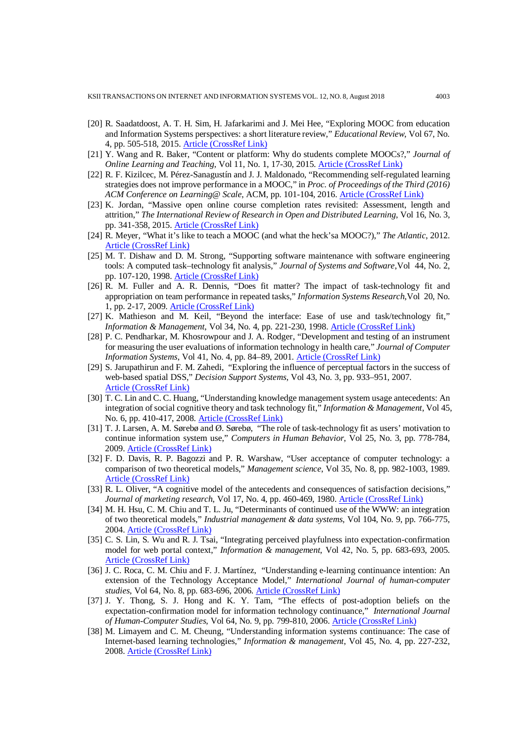[20] R. Saadatdoost, A. T. H. Sim, H. Jafarkarimi and J. Mei Hee, "Exploring MOOC from education and Information Systems perspectives: a short literature review," *Educational Review*, Vol 67, No. 4, pp. 505-518, 2015. Article (CrossRef Link)

[21] Y. Wang and R. Baker, "Content or platform: Why do students complete MOOCs?," *Journal of Online Learning and Teaching*, Vol 11, No. 1, 17-30, 2015. Article (CrossRef Link)

[22] R. F. Kizilcec, M. Pérez-Sanagustín and J. J. Maldonado, "Recommending self-regulated learning strategies does not improve performance in a MOOC," in *Proc. of Proceedings of the Third (2016) ACM Conference on Learning@ Scale*, ACM, pp. 101-104, 2016. Article (CrossRef Link)

[23] K. Jordan, "Massive open online course completion rates revisited: Assessment, length and attrition," *The International Review of Research in Open and Distributed Learning*, Vol 16, No. 3, pp. 341-358, 2015. Article (CrossRef Link)

[24] R. Meyer, "What it's like to teach a MOOC (and what the heck'sa MOOC?)," *The Atlantic*, 2012. Article (CrossRef Link)

[25] M. T. Dishaw and D. M. Strong, "Supporting software maintenance with software engineering tools: A computed task–technology fit analysis," *Journal of Systems and Software*,Vol 44, No. 2, pp. 107-120, 1998. Article (CrossRef Link)

[26] R. M. Fuller and A. R. Dennis, "Does fit matter? The impact of task-technology fit and appropriation on team performance in repeated tasks," *Information Systems Research*,Vol 20, No. 1, pp. 2-17, 2009. Article (CrossRef Link)

[27] K. Mathieson and M. Keil, "Beyond the interface: Ease of use and task/technology fit," *Information & Management*, Vol 34, No. 4, pp. 221-230, 1998. Article (CrossRef Link)

[28] P. C. Pendharkar, M. Khosrowpour and J. A. Rodger, "Development and testing of an instrument for measuring the user evaluations of information technology in health care," *Journal of Computer Information Systems*, Vol 41, No. 4, pp. 84–89, 2001. Article (CrossRef Link)

[29] S. Jarupathirun and F. M. Zahedi, "Exploring the influence of perceptual factors in the success of web-based spatial DSS," *Decision Support Systems*, Vol 43, No. 3, pp. 933–951, 2007. Article (CrossRef Link)

[30] T. C. Lin and C. C. Huang, "Understanding knowledge management system usage antecedents: An integration of social cognitive theory and task technology fit," *Information & Management*, Vol 45, No. 6, pp. 410-417, 2008. Article (CrossRef Link)

[31] T. J. Larsen, A. M. Sørebø and Ø. Sørebø, "The role of task-technology fit as users' motivation to continue information system use," *Computers in Human Behavior*, Vol 25, No. 3, pp. 778-784, 2009. Article (CrossRef Link)

[32] F. D. Davis, R. P. Bagozzi and P. R. Warshaw, "User acceptance of computer technology: a comparison of two theoretical models," *Management science*, Vol 35, No. 8, pp. 982-1003, 1989. Article (CrossRef Link)

[33] R. L. Oliver, "A cognitive model of the antecedents and consequences of satisfaction decisions," *Journal of marketing research*, Vol 17, No. 4, pp. 460-469, 1980. Article (CrossRef Link)

[34] M. H. Hsu, C. M. Chiu and T. L. Ju, "Determinants of continued use of the WWW: an integration of two theoretical models," *Industrial management & data systems*, Vol 104, No. 9, pp. 766-775, 2004. Article (CrossRef Link)

[35] C. S. Lin, S. Wu and R. J. Tsai, "Integrating perceived playfulness into expectation-confirmation model for web portal context," *Information & management*, Vol 42, No. 5, pp. 683-693, 2005. Article (CrossRef Link)

[36] J. C. Roca, C. M. Chiu and F. J. Martínez, "Understanding e-learning continuance intention: An extension of the Technology Acceptance Model," *International Journal of human-computer studies*, Vol 64, No. 8, pp. 683-696, 2006. Article (CrossRef Link)

[37] J. Y. Thong, S. J. Hong and K. Y. Tam, "The effects of post-adoption beliefs on the expectation-confirmation model for information technology continuance," *International Journal of Human-Computer Studies*, Vol 64, No. 9, pp. 799-810, 2006. Article (CrossRef Link)

[38] M. Limayem and C. M. Cheung, "Understanding information systems continuance: The case of Internet-based learning technologies," *Information & management*, Vol 45, No. 4, pp. 227-232, 2008. Article (CrossRef Link)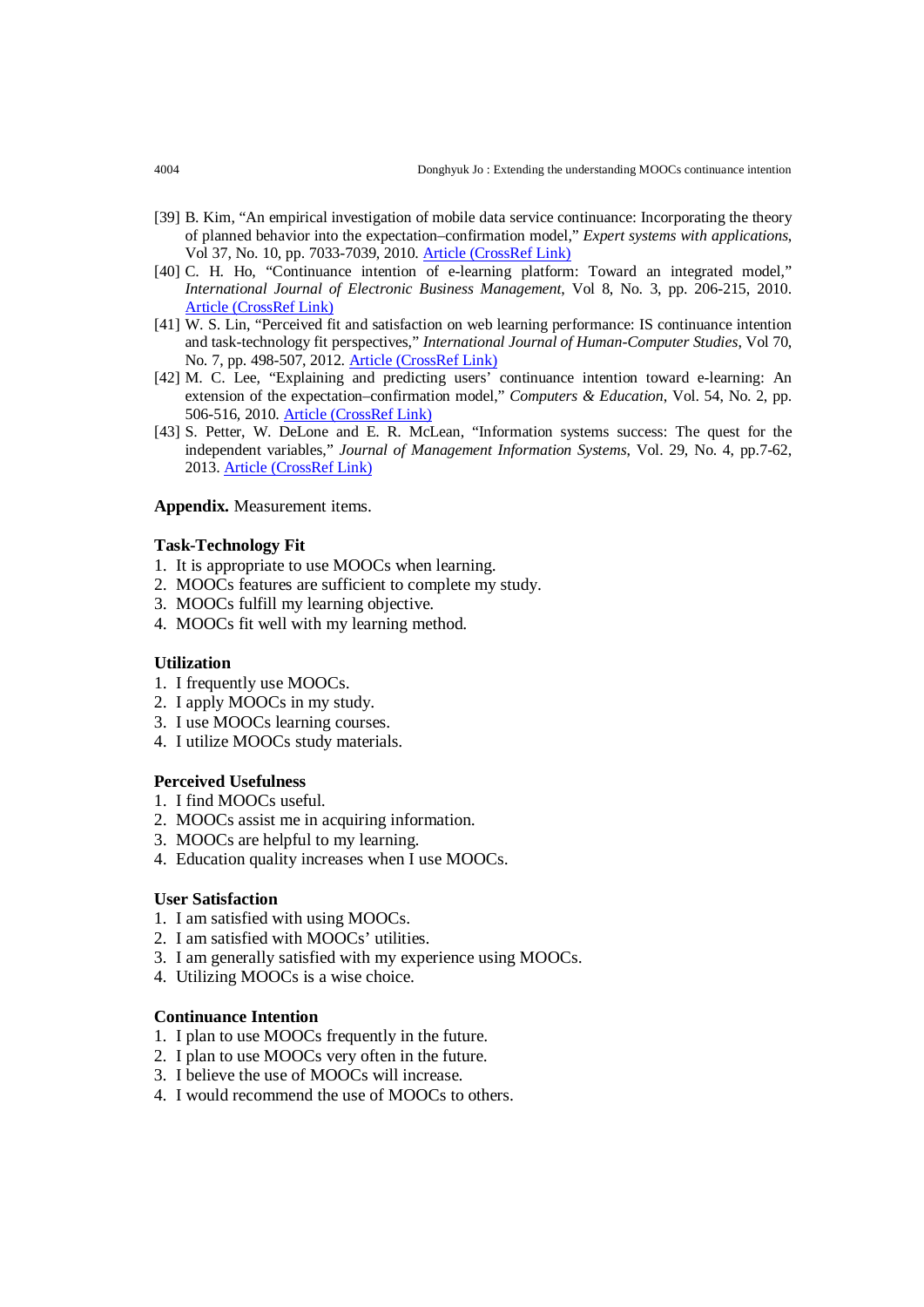[39] B. Kim, "An empirical investigation of mobile data service continuance: Incorporating the theory of planned behavior into the expectation–confirmation model," *Expert systems with applications*, Vol 37, No. 10, pp. 7033-7039, 2010. Article (CrossRef Link)

[40] C. H. Ho, "Continuance intention of e-learning platform: Toward an integrated model," *International Journal of Electronic Business Management*, Vol 8, No. 3, pp. 206-215, 2010. Article (CrossRef Link)

[41] W. S. Lin, "Perceived fit and satisfaction on web learning performance: IS continuance intention and task-technology fit perspectives," *International Journal of Human-Computer Studies*, Vol 70, No. 7, pp. 498-507, 2012. Article (CrossRef Link)

[42] M. C. Lee, "Explaining and predicting users' continuance intention toward e-learning: An extension of the expectation–confirmation model," *Computers & Education*, Vol. 54, No. 2, pp. 506-516, 2010. Article (CrossRef Link)

[43] S. Petter, W. DeLone and E. R. McLean, "Information systems success: The quest for the independent variables," *Journal of Management Information Systems*, Vol. 29, No. 4, pp.7-62, 2013. Article (CrossRef Link)

**Appendix.** Measurement items.

**Task-Technology Fit**
1. It is appropriate to use MOOCs when learning.
2. MOOCs features are sufficient to complete my study.
3. MOOCs fulfill my learning objective.
4. MOOCs fit well with my learning method.

**Utilization**
1. I frequently use MOOCs.
2. I apply MOOCs in my study.
3. I use MOOCs learning courses.
4. I utilize MOOCs study materials.

**Perceived Usefulness**
1. I find MOOCs useful.
2. MOOCs assist me in acquiring information.
3. MOOCs are helpful to my learning.
4. Education quality increases when I use MOOCs.

**User Satisfaction**
1. I am satisfied with using MOOCs.
2. I am satisfied with MOOCs' utilities.
3. I am generally satisfied with my experience using MOOCs.
4. Utilizing MOOCs is a wise choice.

**Continuance Intention**
1. I plan to use MOOCs frequently in the future.
2. I plan to use MOOCs very often in the future.
3. I believe the use of MOOCs will increase.
4. I would recommend the use of MOOCs to others.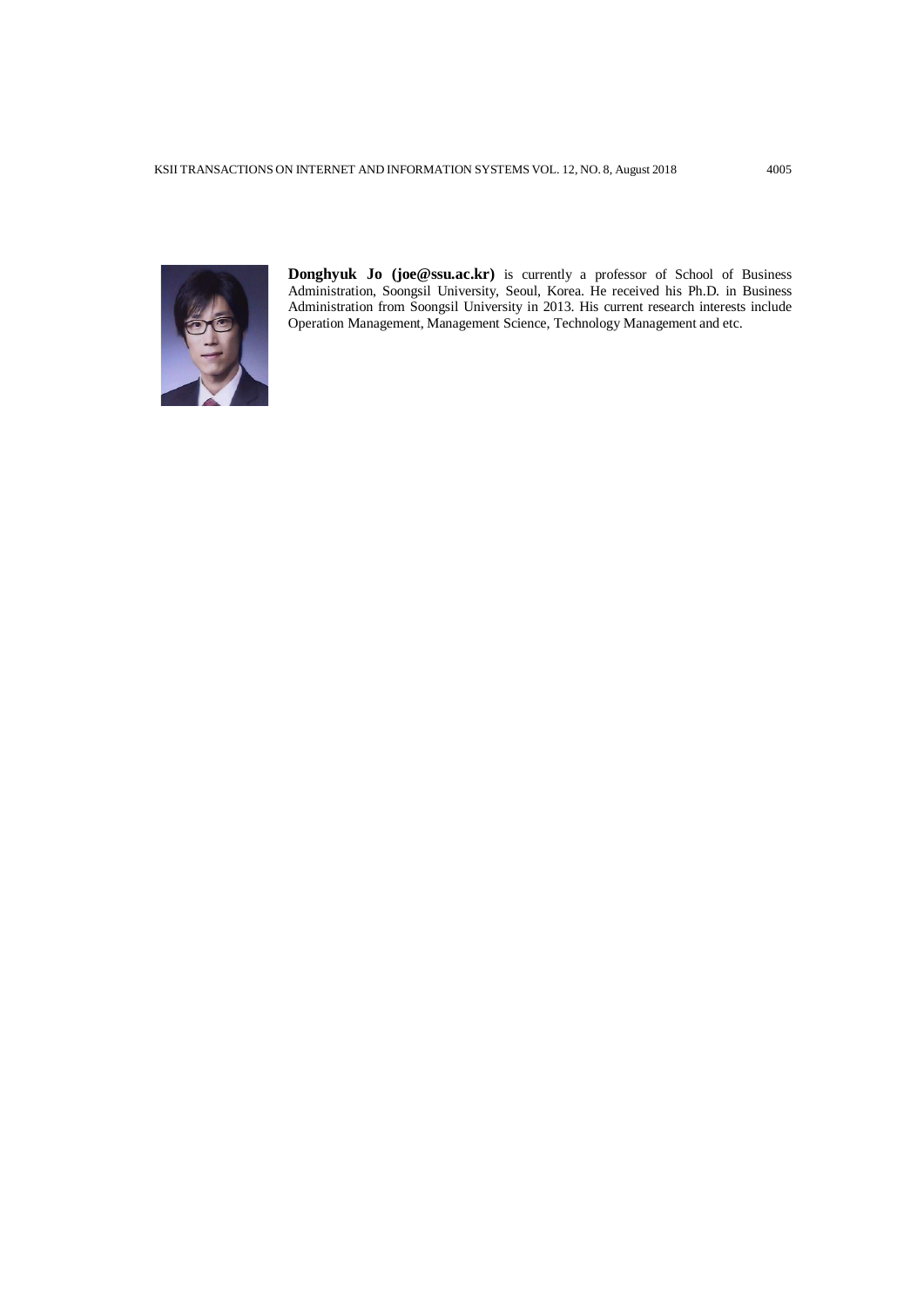**Donghyuk Jo (joe@ssu.ac.kr)** is currently a professor of School of Business Administration, Soongsil University, Seoul, Korea. He received his Ph.D. in Business Administration from Soongsil University in 2013. His current research interests include Operation Management, Management Science, Technology Management and etc.